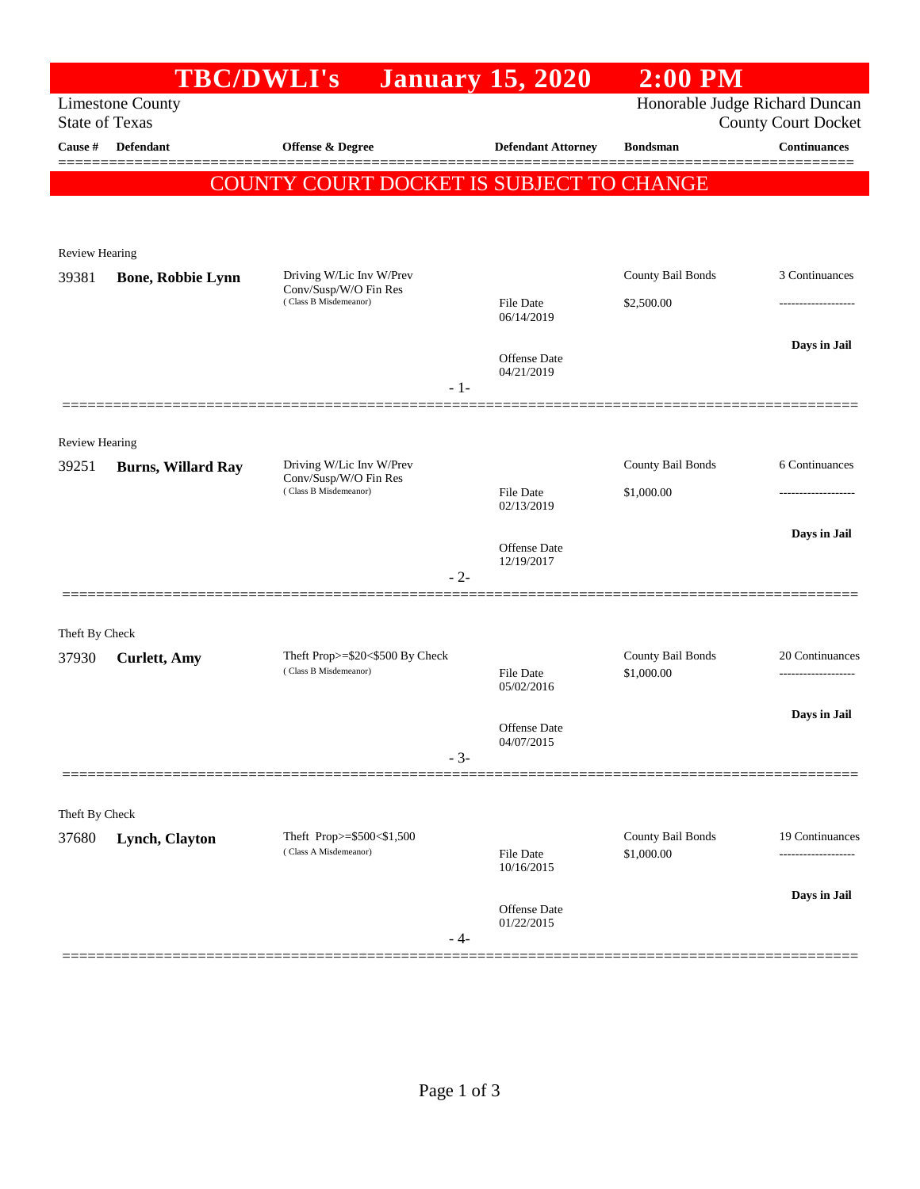# TBC/DWLI's January 15, 2020 2:00 PM

Limestone County
State of Texas

Honorable Judge Richard Duncan
County Court Docket

| Cause # | Defendant | Offense & Degree | Defendant Attorney | Bondsman | Continuances |
|---|---|---|---|---|---|

## COUNTY COURT DOCKET IS SUBJECT TO CHANGE

---

Review Hearing

| Cause # | Defendant | Offense & Degree | Defendant Attorney | Bondsman | Continuances |
|---|---|---|---|---|---|
| 39381 | **Bone, Robbie Lynn** | Driving W/Lic Inv W/Prev Conv/Susp/W/O Fin Res (Class B Misdemeanor) | File Date 06/14/2019 | County Bail Bonds $2,500.00 | 3 Continuances |
| | | | Offense Date 04/21/2019 | | **Days in Jail** |

- 1-

---

Review Hearing

| Cause # | Defendant | Offense & Degree | Defendant Attorney | Bondsman | Continuances |
|---|---|---|---|---|---|
| 39251 | **Burns, Willard Ray** | Driving W/Lic Inv W/Prev Conv/Susp/W/O Fin Res (Class B Misdemeanor) | File Date 02/13/2019 | County Bail Bonds $1,000.00 | 6 Continuances |
| | | | Offense Date 12/19/2017 | | **Days in Jail** |

- 2-

---

Theft By Check

| Cause # | Defendant | Offense & Degree | Defendant Attorney | Bondsman | Continuances |
|---|---|---|---|---|---|
| 37930 | **Curlett, Amy** | Theft Prop>=$20<$500 By Check (Class B Misdemeanor) | File Date 05/02/2016 | County Bail Bonds $1,000.00 | 20 Continuances |
| | | | Offense Date 04/07/2015 | | **Days in Jail** |

- 3-

---

Theft By Check

| Cause # | Defendant | Offense & Degree | Defendant Attorney | Bondsman | Continuances |
|---|---|---|---|---|---|
| 37680 | **Lynch, Clayton** | Theft Prop>=$500<$1,500 (Class A Misdemeanor) | File Date 10/16/2015 | County Bail Bonds $1,000.00 | 19 Continuances |
| | | | Offense Date 01/22/2015 | | **Days in Jail** |

- 4-

---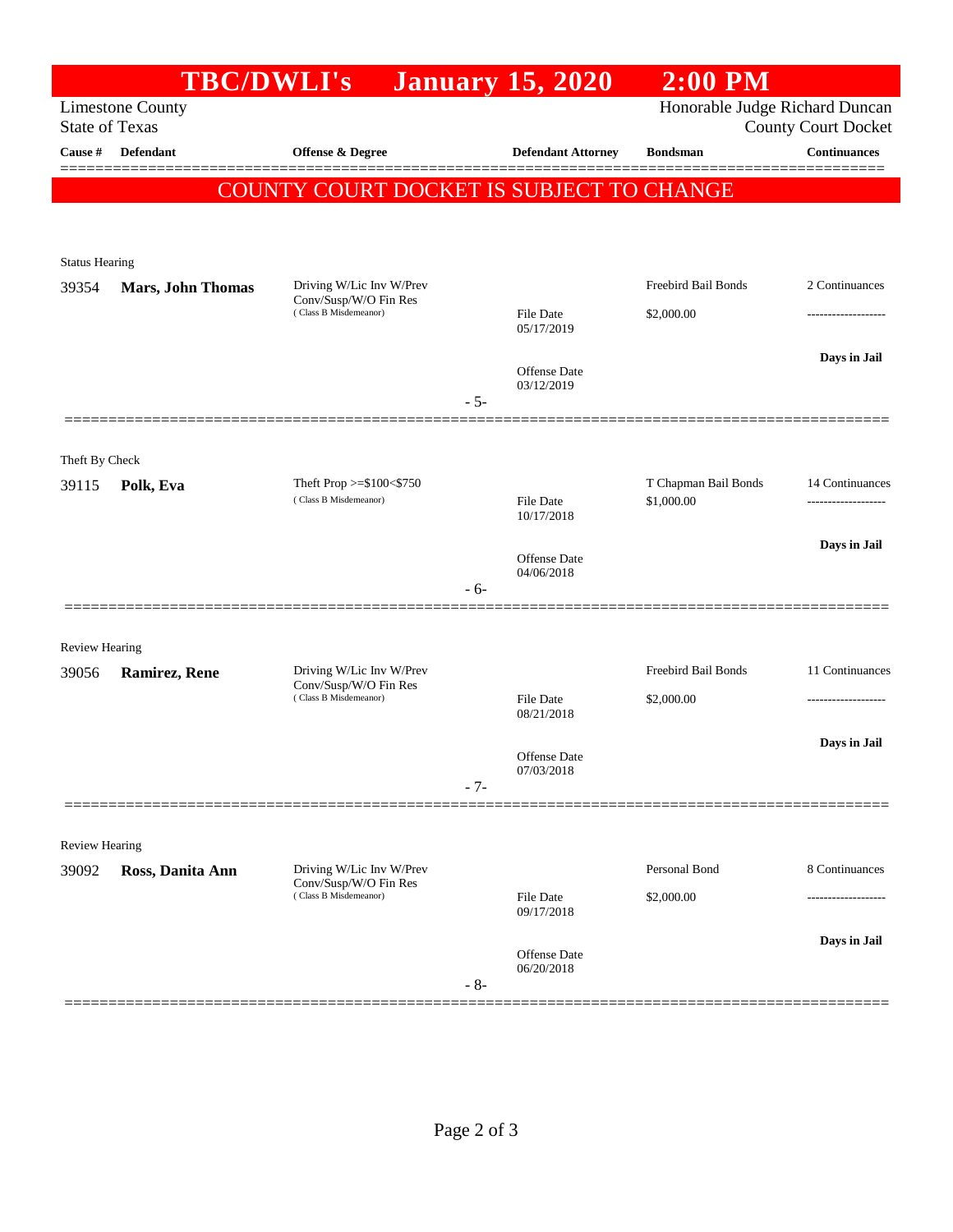# TBC/DWLI's January 15, 2020 2:00 PM

Limestone County
State of Texas

Honorable Judge Richard Duncan
County Court Docket

| Cause # | Defendant | Offense & Degree | Defendant Attorney | Bondsman | Continuances |
|---|---|---|---|---|---|

**COUNTY COURT DOCKET IS SUBJECT TO CHANGE**

---

Status Hearing

| Cause # | Defendant | Offense & Degree | Defendant Attorney | Bondsman | Continuances |
|---|---|---|---|---|---|
| 39354 | **Mars, John Thomas** | Driving W/Lic Inv W/Prev Conv/Susp/W/O Fin Res (Class B Misdemeanor) | File Date 05/17/2019<br>Offense Date 03/12/2019 | Freebird Bail Bonds<br>$2,000.00 | 2 Continuances<br>-------------------<br>**Days in Jail** |

- 5-

---

Theft By Check

| Cause # | Defendant | Offense & Degree | Defendant Attorney | Bondsman | Continuances |
|---|---|---|---|---|---|
| 39115 | **Polk, Eva** | Theft Prop >=$100<$750 (Class B Misdemeanor) | File Date 10/17/2018<br>Offense Date 04/06/2018 | T Chapman Bail Bonds<br>$1,000.00 | 14 Continuances<br>-------------------<br>**Days in Jail** |

- 6-

---

Review Hearing

| Cause # | Defendant | Offense & Degree | Defendant Attorney | Bondsman | Continuances |
|---|---|---|---|---|---|
| 39056 | **Ramirez, Rene** | Driving W/Lic Inv W/Prev Conv/Susp/W/O Fin Res (Class B Misdemeanor) | File Date 08/21/2018<br>Offense Date 07/03/2018 | Freebird Bail Bonds<br>$2,000.00 | 11 Continuances<br>-------------------<br>**Days in Jail** |

- 7-

---

Review Hearing

| Cause # | Defendant | Offense & Degree | Defendant Attorney | Bondsman | Continuances |
|---|---|---|---|---|---|
| 39092 | **Ross, Danita Ann** | Driving W/Lic Inv W/Prev Conv/Susp/W/O Fin Res (Class B Misdemeanor) | File Date 09/17/2018<br>Offense Date 06/20/2018 | Personal Bond<br>$2,000.00 | 8 Continuances<br>-------------------<br>**Days in Jail** |

- 8-

---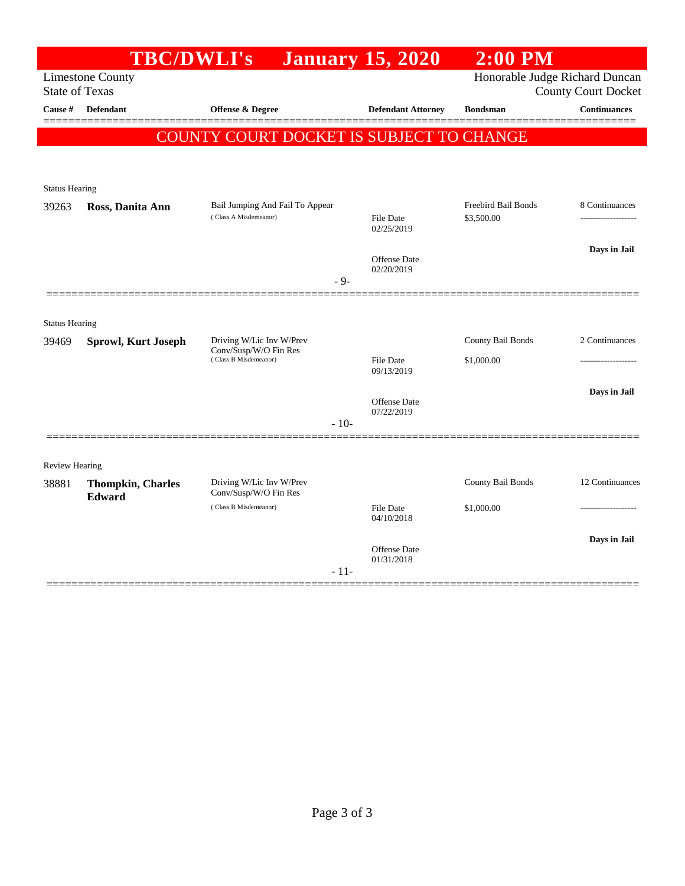# TBC/DWLI's January 15, 2020 2:00 PM

Limestone County
State of Texas

Honorable Judge Richard Duncan
County Court Docket

**COUNTY COURT DOCKET IS SUBJECT TO CHANGE**

| Cause # | Defendant | Offense & Degree | Defendant Attorney | Bondsman | Continuances |
|---|---|---|---|---|---|
| Status Hearing | | | | | |
| 39263 | **Ross, Danita Ann** | Bail Jumping And Fail To Appear ( Class A Misdemeanor) | File Date 02/25/2019<br>Offense Date 02/20/2019 | Freebird Bail Bonds<br>$3,500.00 | 8 Continuances<br>-------------------<br>**Days in Jail** |
| | | | - 9- | | |
| Status Hearing | | | | | |
| 39469 | **Sprowl, Kurt Joseph** | Driving W/Lic Inv W/Prev Conv/Susp/W/O Fin Res ( Class B Misdemeanor) | File Date 09/13/2019<br>Offense Date 07/22/2019 | County Bail Bonds<br>$1,000.00 | 2 Continuances<br>-------------------<br>**Days in Jail** |
| | | | - 10- | | |
| Review Hearing | | | | | |
| 38881 | **Thompkin, Charles Edward** | Driving W/Lic Inv W/Prev Conv/Susp/W/O Fin Res ( Class B Misdemeanor) | File Date 04/10/2018<br>Offense Date 01/31/2018 | County Bail Bonds<br>$1,000.00 | 12 Continuances<br>-------------------<br>**Days in Jail** |
| | | | - 11- | | |